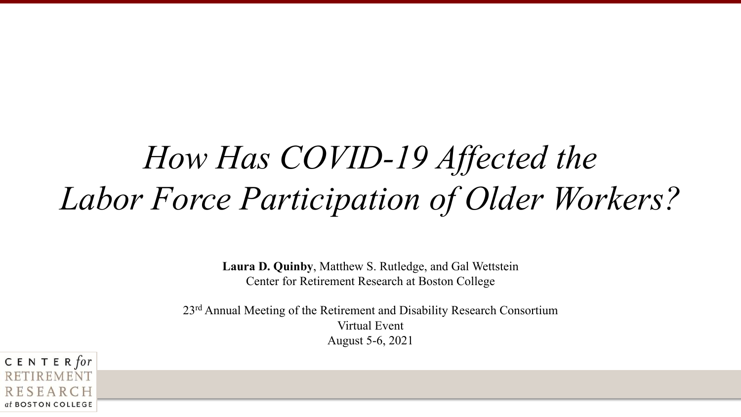# *How Has COVID-19 Affected the Labor Force Participation of Older Workers?*

**Laura D. Quinby**, Matthew S. Rutledge, and Gal Wettstein
Center for Retirement Research at Boston College

23rd Annual Meeting of the Retirement and Disability Research Consortium
Virtual Event
August 5-6, 2021

CENTER *for* RETIREMENT RESEARCH *at* BOSTON COLLEGE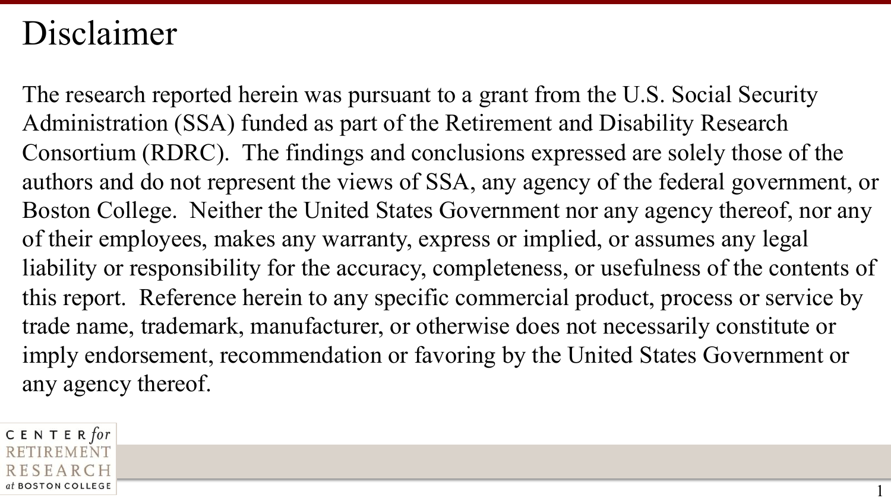# Disclaimer

The research reported herein was pursuant to a grant from the U.S. Social Security Administration (SSA) funded as part of the Retirement and Disability Research Consortium (RDRC). The findings and conclusions expressed are solely those of the authors and do not represent the views of SSA, any agency of the federal government, or Boston College. Neither the United States Government nor any agency thereof, nor any of their employees, makes any warranty, express or implied, or assumes any legal liability or responsibility for the accuracy, completeness, or usefulness of the contents of this report. Reference herein to any specific commercial product, process or service by trade name, trademark, manufacturer, or otherwise does not necessarily constitute or imply endorsement, recommendation or favoring by the United States Government or any agency thereof.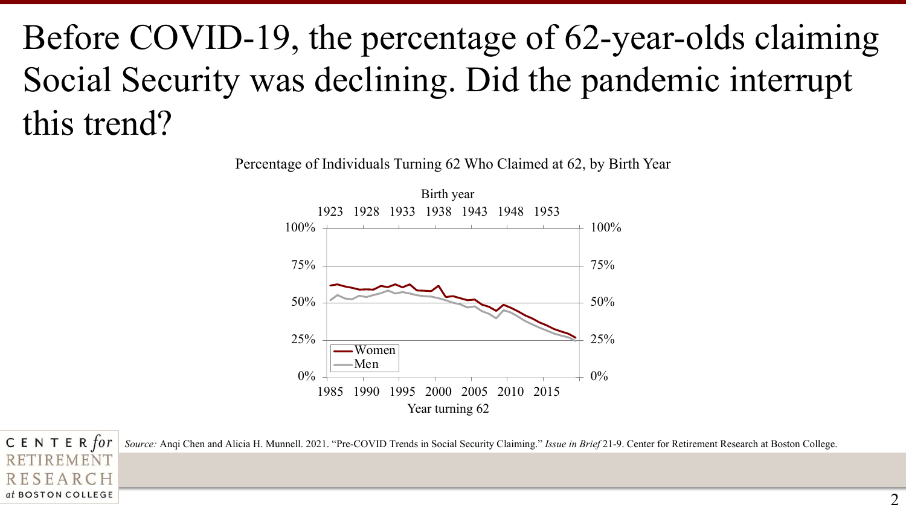# Before COVID-19, the percentage of 62-year-olds claiming Social Security was declining. Did the pandemic interrupt this trend?

Percentage of Individuals Turning 62 Who Claimed at 62, by Birth Year

*Source:* Anqi Chen and Alicia H. Munnell. 2021. "Pre-COVID Trends in Social Security Claiming." *Issue in Brief* 21-9. Center for Retirement Research at Boston College.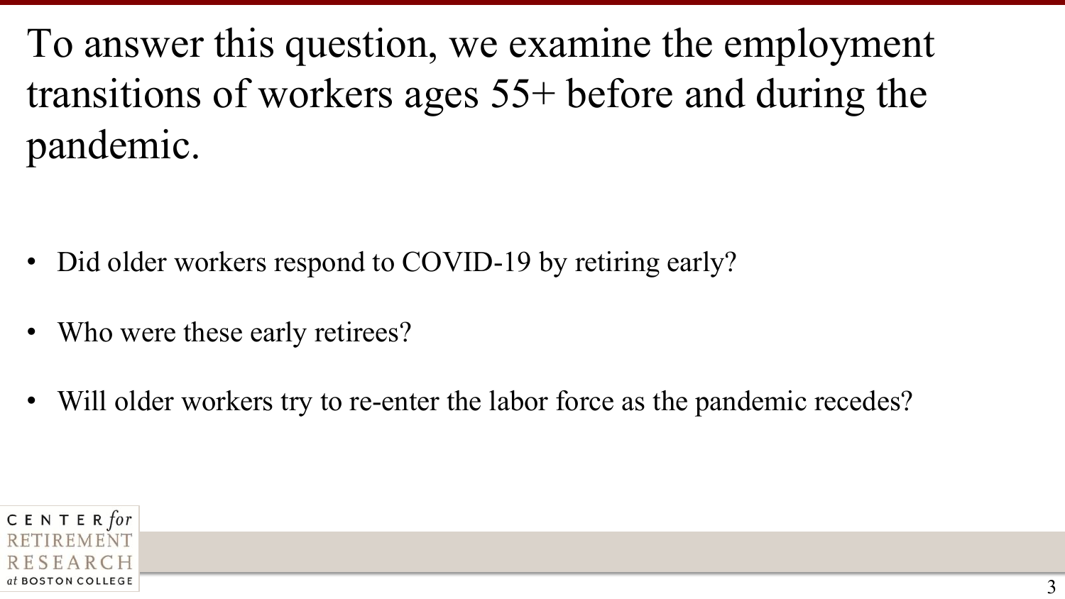# To answer this question, we examine the employment transitions of workers ages 55+ before and during the pandemic.

- Did older workers respond to COVID-19 by retiring early?
- Who were these early retirees?
- Will older workers try to re-enter the labor force as the pandemic recedes?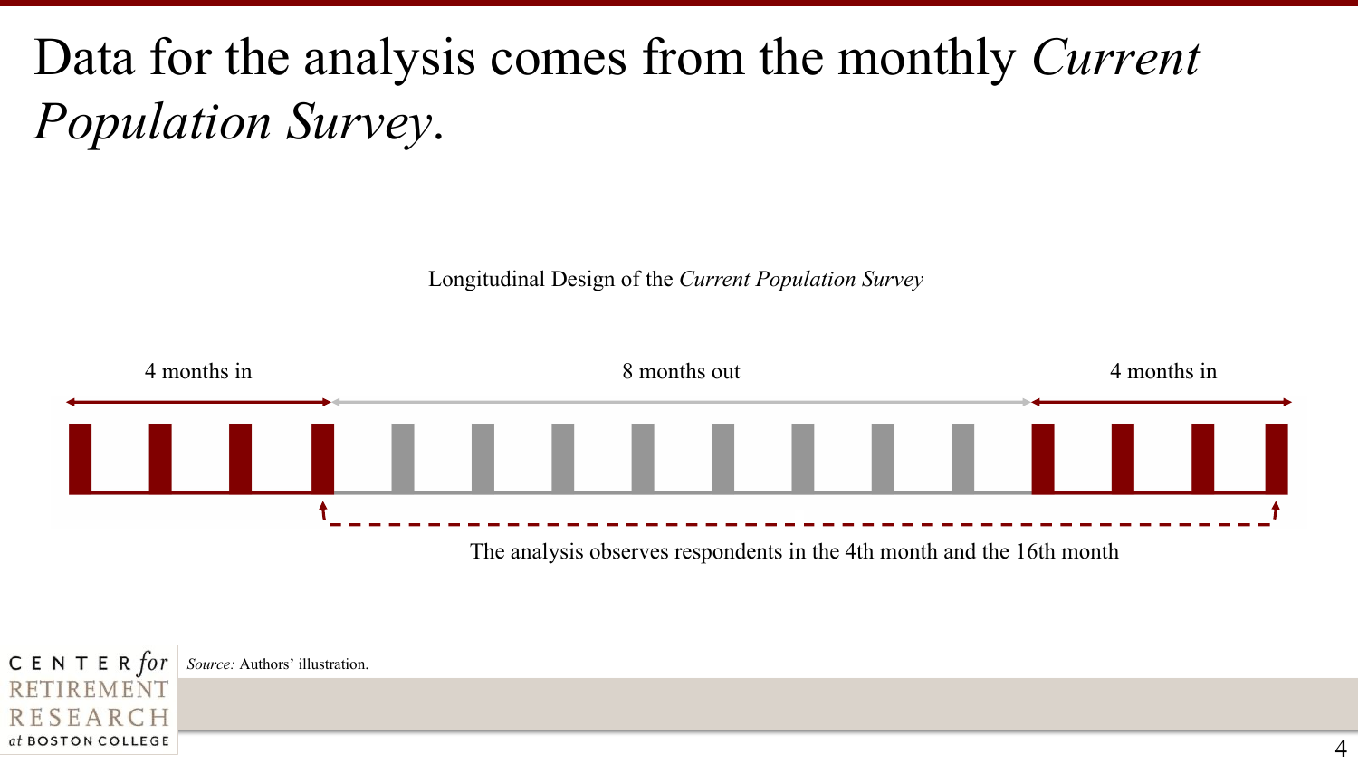# Data for the analysis comes from the monthly *Current Population Survey*.

Longitudinal Design of the *Current Population Survey*

4 months in

8 months out

4 months in

The analysis observes respondents in the 4th month and the 16th month

*Source:* Authors' illustration.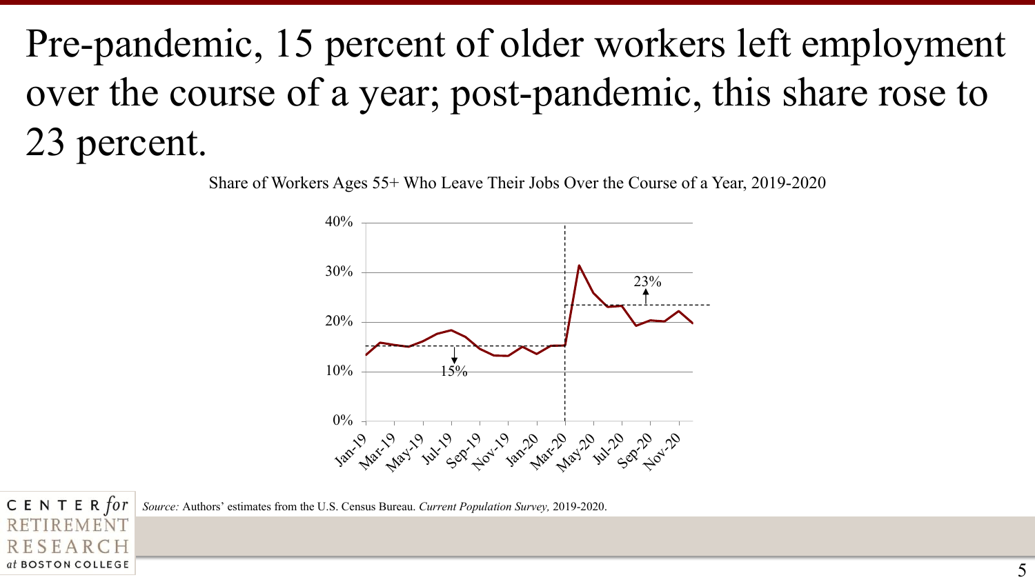# Pre-pandemic, 15 percent of older workers left employment over the course of a year; post-pandemic, this share rose to 23 percent.

Share of Workers Ages 55+ Who Leave Their Jobs Over the Course of a Year, 2019-2020

*Source:* Authors' estimates from the U.S. Census Bureau. *Current Population Survey,* 2019-2020.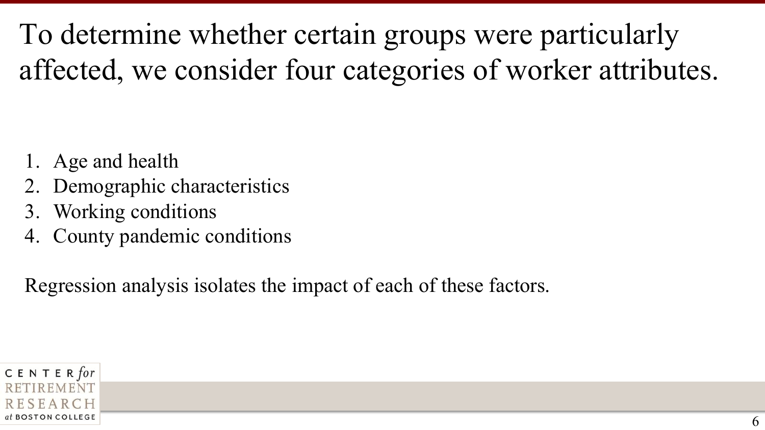# To determine whether certain groups were particularly affected, we consider four categories of worker attributes.

1. Age and health
2. Demographic characteristics
3. Working conditions
4. County pandemic conditions

Regression analysis isolates the impact of each of these factors.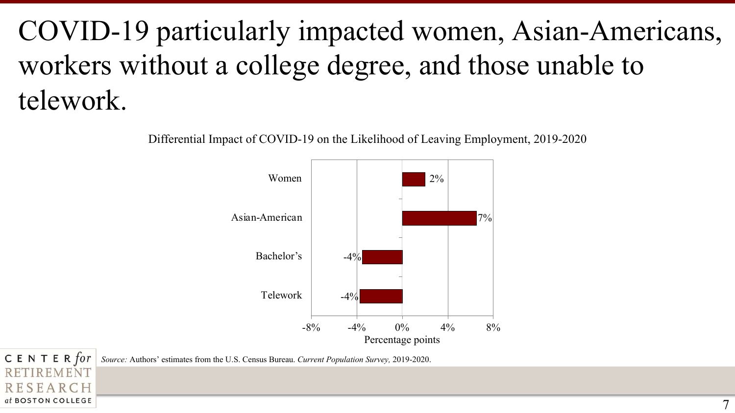# COVID-19 particularly impacted women, Asian-Americans, workers without a college degree, and those unable to telework.

Differential Impact of COVID-19 on the Likelihood of Leaving Employment, 2019-2020

| | Percentage points |
|---|---|
| Women | 2% |
| Asian-American | 7% |
| Bachelor's | -4% |
| Telework | -4% |

*Source:* Authors' estimates from the U.S. Census Bureau. *Current Population Survey,* 2019-2020.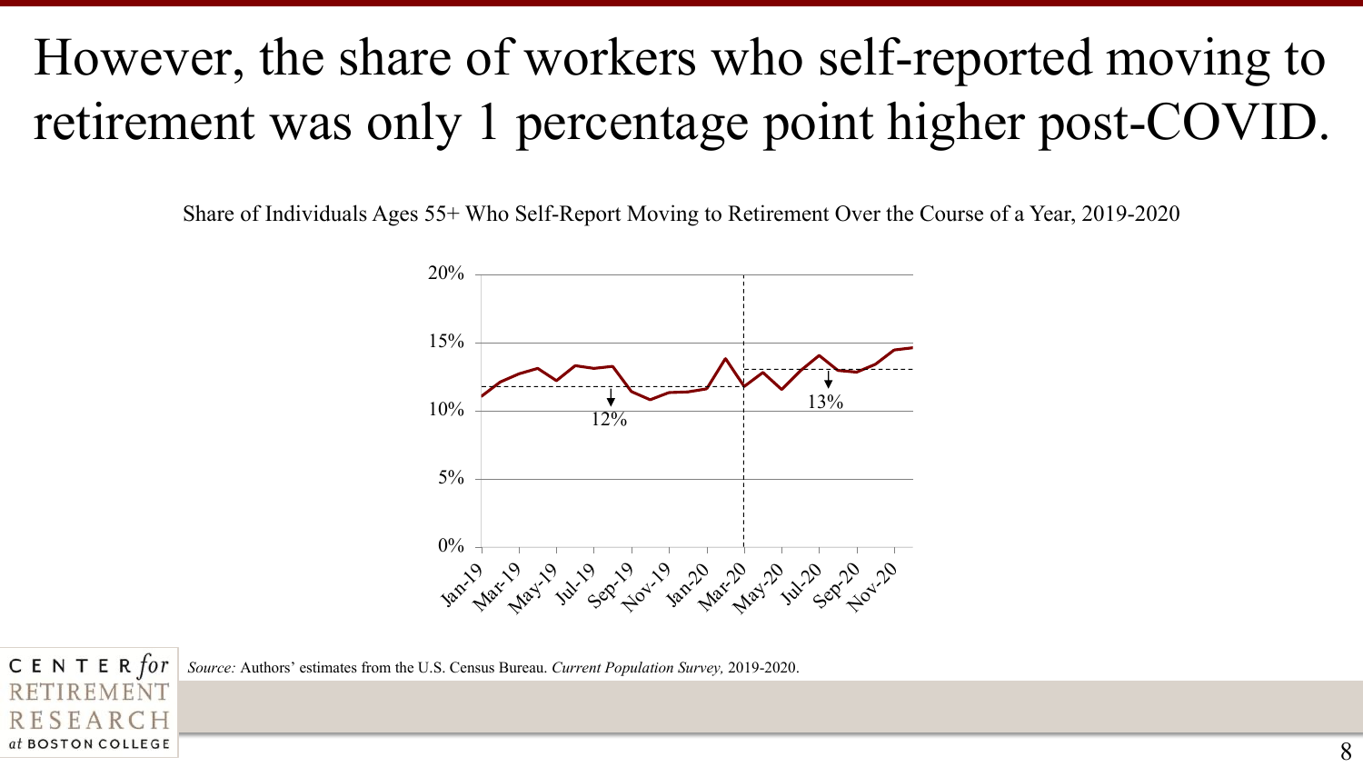# However, the share of workers who self-reported moving to retirement was only 1 percentage point higher post-COVID.

Share of Individuals Ages 55+ Who Self-Report Moving to Retirement Over the Course of a Year, 2019-2020

20%

15%

10%

5%

0%

12%

13%

Jan-19 Mar-19 May-19 Jul-19 Sep-19 Nov-19 Jan-20 Mar-20 May-20 Jul-20 Sep-20 Nov-20

*Source:* Authors' estimates from the U.S. Census Bureau. *Current Population Survey,* 2019-2020.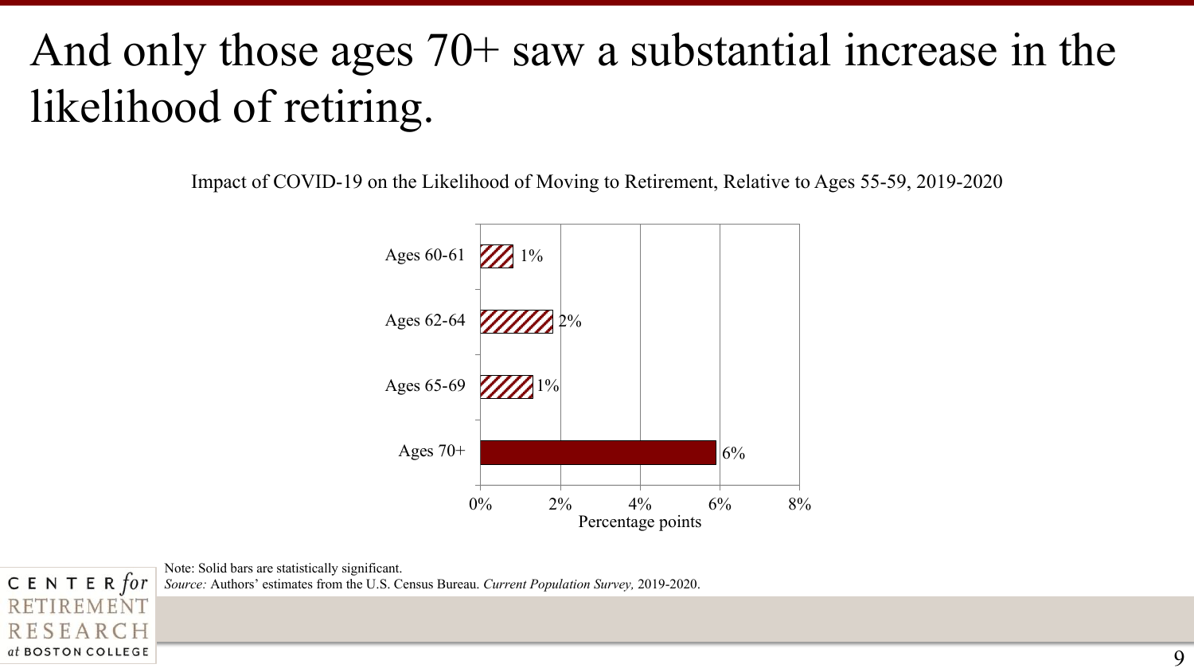# And only those ages 70+ saw a substantial increase in the likelihood of retiring.

Impact of COVID-19 on the Likelihood of Moving to Retirement, Relative to Ages 55-59, 2019-2020

| Age group | Percentage points |
| --- | --- |
| Ages 60-61 | 1% |
| Ages 62-64 | 2% |
| Ages 65-69 | 1% |
| Ages 70+ | 6% |

Note: Solid bars are statistically significant.

*Source:* Authors' estimates from the U.S. Census Bureau. *Current Population Survey,* 2019-2020.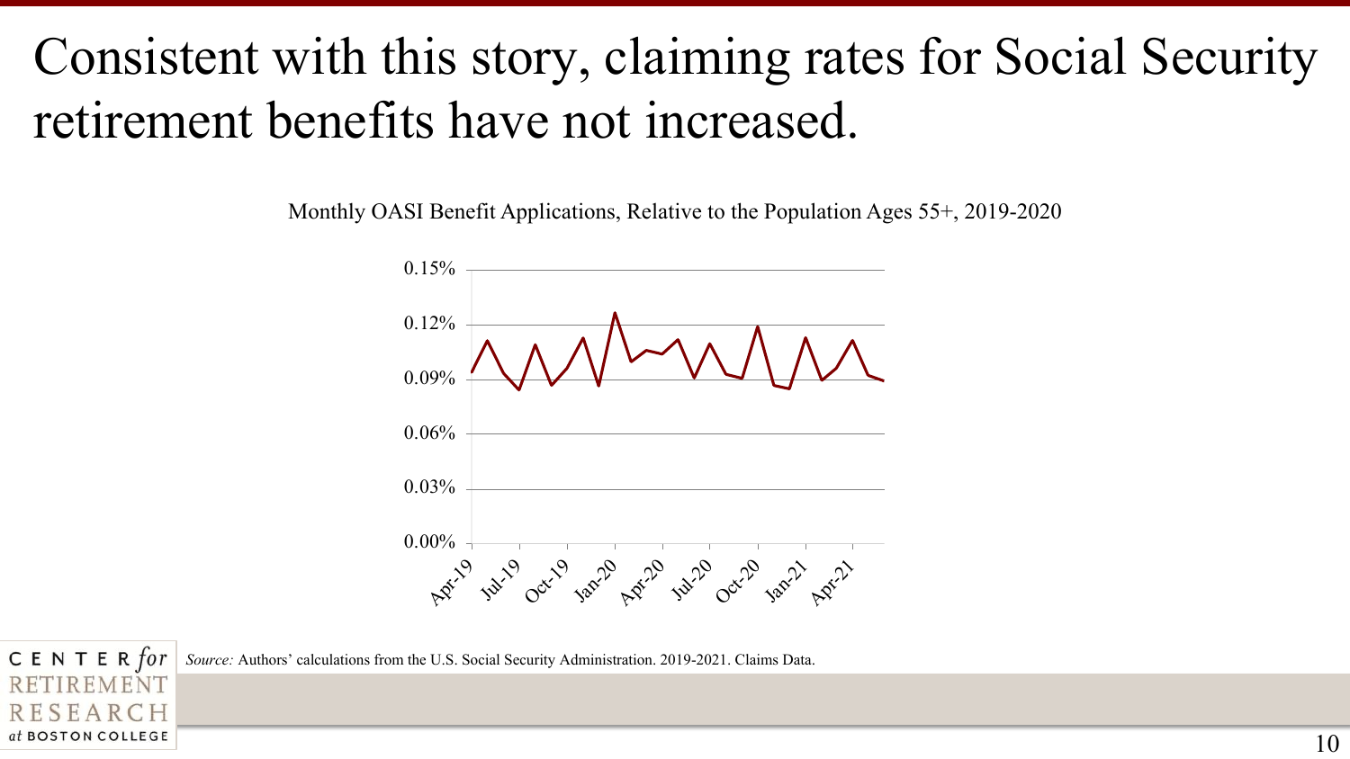# Consistent with this story, claiming rates for Social Security retirement benefits have not increased.

Monthly OASI Benefit Applications, Relative to the Population Ages 55+, 2019-2020

*Source:* Authors' calculations from the U.S. Social Security Administration. 2019-2021. Claims Data.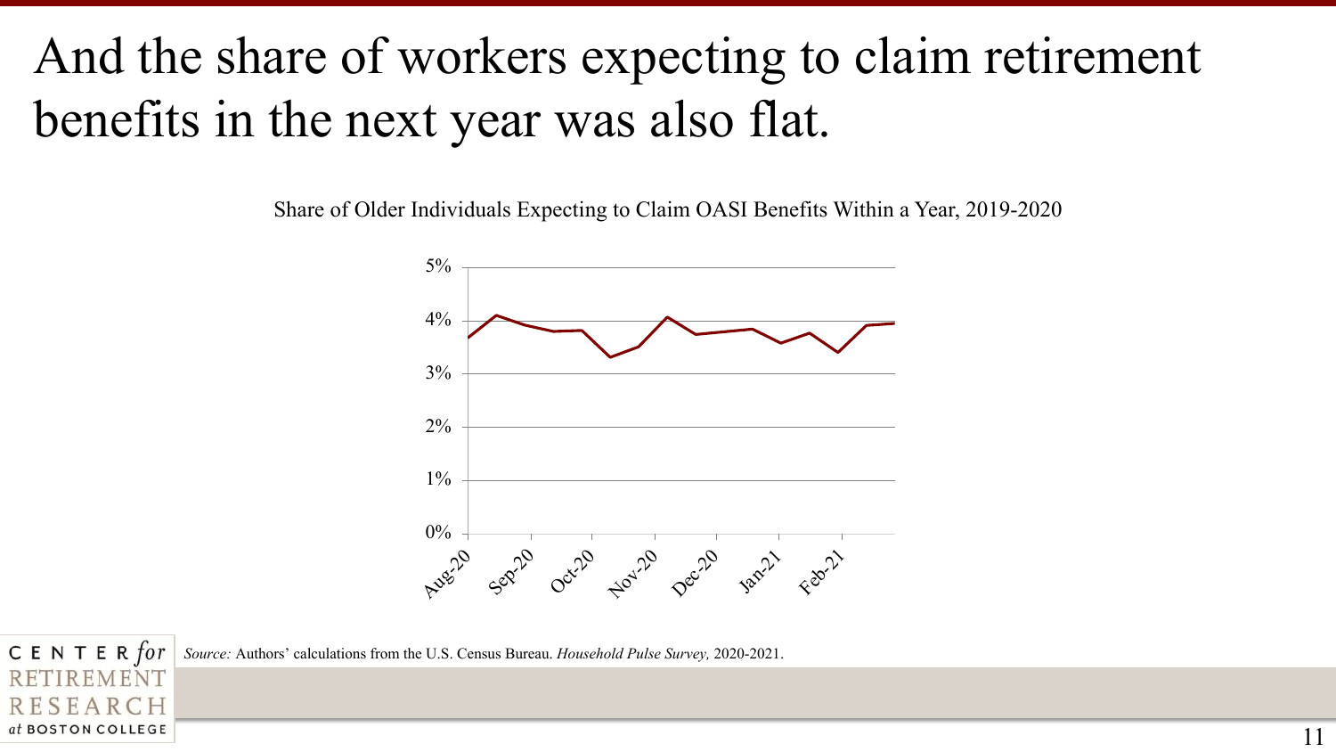# And the share of workers expecting to claim retirement benefits in the next year was also flat.

Share of Older Individuals Expecting to Claim OASI Benefits Within a Year, 2019-2020

*Source:* Authors' calculations from the U.S. Census Bureau. *Household Pulse Survey,* 2020-2021.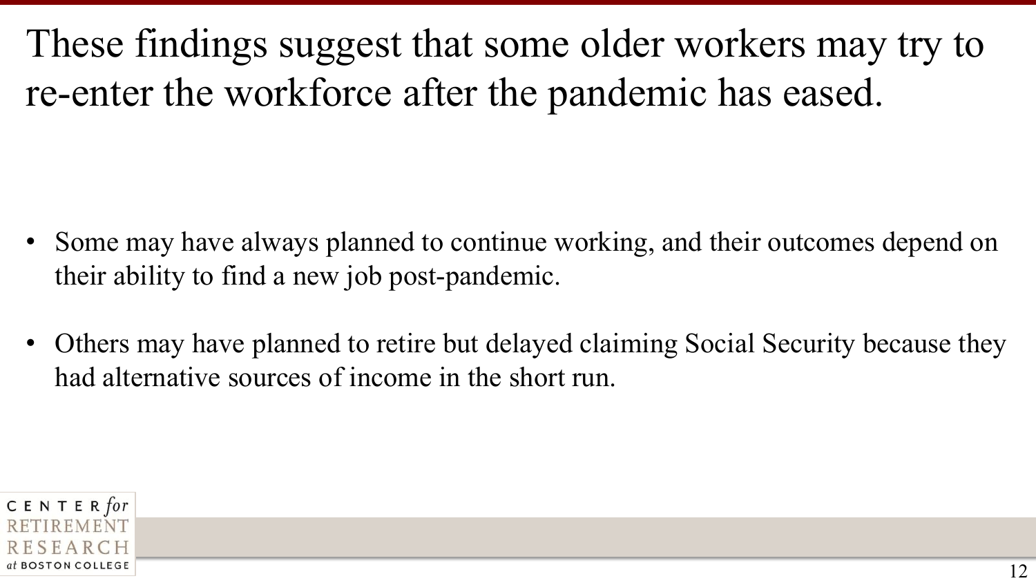# These findings suggest that some older workers may try to re-enter the workforce after the pandemic has eased.

- Some may have always planned to continue working, and their outcomes depend on their ability to find a new job post-pandemic.
- Others may have planned to retire but delayed claiming Social Security because they had alternative sources of income in the short run.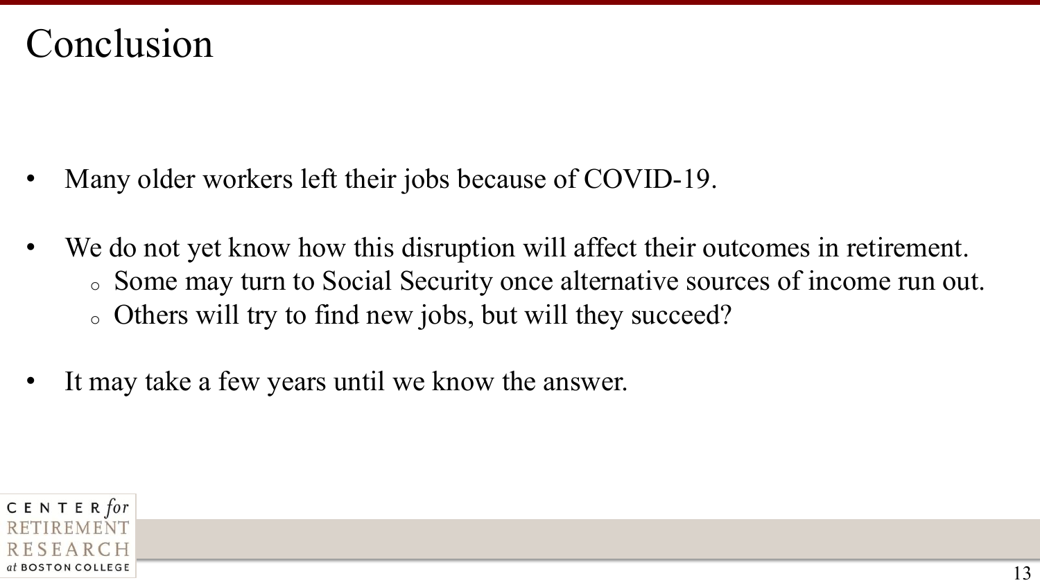# Conclusion

- Many older workers left their jobs because of COVID-19.
- We do not yet know how this disruption will affect their outcomes in retirement.
  - Some may turn to Social Security once alternative sources of income run out.
  - Others will try to find new jobs, but will they succeed?
- It may take a few years until we know the answer.